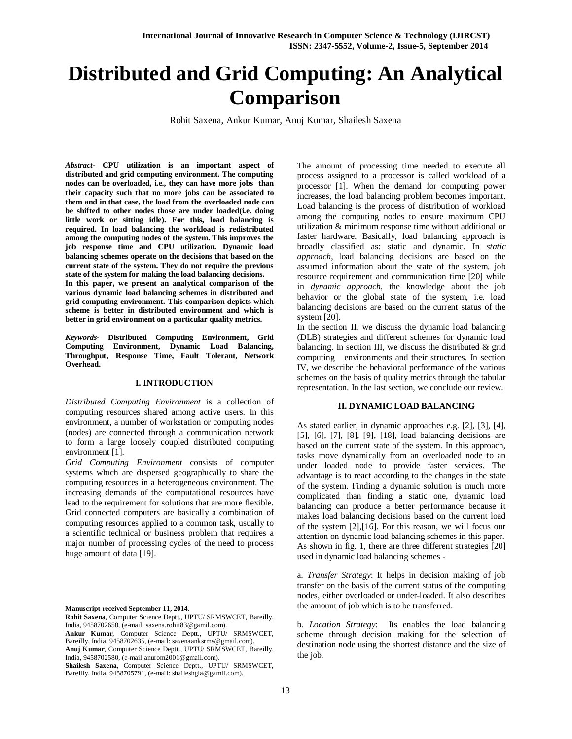# Distributed and Grid Computing: An Analytical Comparison

Rohit Saxena, Ankur Kumar, Anuj Kumar, Shailesh Saxena

***Abstract*- CPU utilization is an important aspect of distributed and grid computing environment. The computing nodes can be overloaded, i.e., they can have more jobs than their capacity such that no more jobs can be associated to them and in that case, the load from the overloaded node can be shifted to other nodes those are under loaded(i.e. doing little work or sitting idle). For this, load balancing is required. In load balancing the workload is redistributed among the computing nodes of the system. This improves the job response time and CPU utilization. Dynamic load balancing schemes operate on the decisions that based on the current state of the system. They do not require the previous state of the system for making the load balancing decisions.**
**In this paper, we present an analytical comparison of the various dynamic load balancing schemes in distributed and grid computing environment. This comparison depicts which scheme is better in distributed environment and which is better in grid environment on a particular quality metrics.**

***Keywords*- Distributed Computing Environment, Grid Computing Environment, Dynamic Load Balancing, Throughput, Response Time, Fault Tolerant, Network Overhead.**

## I. INTRODUCTION

*Distributed Computing Environment* is a collection of computing resources shared among active users. In this environment, a number of workstation or computing nodes (nodes) are connected through a communication network to form a large loosely coupled distributed computing environment [1].
*Grid Computing Environment* consists of computer systems which are dispersed geographically to share the computing resources in a heterogeneous environment. The increasing demands of the computational resources have lead to the requirement for solutions that are more flexible. Grid connected computers are basically a combination of computing resources applied to a common task, usually to a scientific technical or business problem that requires a major number of processing cycles of the need to process huge amount of data [19].

The amount of processing time needed to execute all process assigned to a processor is called workload of a processor [1]. When the demand for computing power increases, the load balancing problem becomes important. Load balancing is the process of distribution of workload among the computing nodes to ensure maximum CPU utilization & minimum response time without additional or faster hardware. Basically, load balancing approach is broadly classified as: static and dynamic. In *static approach*, load balancing decisions are based on the assumed information about the state of the system, job resource requirement and communication time [20] while in *dynamic approach*, the knowledge about the job behavior or the global state of the system, i.e. load balancing decisions are based on the current status of the system [20].
In the section II, we discuss the dynamic load balancing (DLB) strategies and different schemes for dynamic load balancing. In section III, we discuss the distributed & grid computing environments and their structures. In section IV, we describe the behavioral performance of the various schemes on the basis of quality metrics through the tabular representation. In the last section, we conclude our review.

## II. DYNAMIC LOAD BALANCING

As stated earlier, in dynamic approaches e.g. [2], [3], [4], [5], [6], [7], [8], [9], [18], load balancing decisions are based on the current state of the system. In this approach, tasks move dynamically from an overloaded node to an under loaded node to provide faster services. The advantage is to react according to the changes in the state of the system. Finding a dynamic solution is much more complicated than finding a static one, dynamic load balancing can produce a better performance because it makes load balancing decisions based on the current load of the system [2],[16]. For this reason, we will focus our attention on dynamic load balancing schemes in this paper. As shown in fig. 1, there are three different strategies [20] used in dynamic load balancing schemes -

a. *Transfer Strategy*: It helps in decision making of job transfer on the basis of the current status of the computing nodes, either overloaded or under-loaded. It also describes the amount of job which is to be transferred.

b. *Location Strategy*: Its enables the load balancing scheme through decision making for the selection of destination node using the shortest distance and the size of the job.

**Manuscript received September 11, 2014.**
**Rohit Saxena**, Computer Science Deptt., UPTU/ SRMSWCET, Bareilly, India, 9458702650, (e-mail: saxena.rohit83@gamil.com).
**Ankur Kumar**, Computer Science Deptt., UPTU/ SRMSWCET, Bareilly, India, 9458702635, (e-mail: saxenaanksrms@gmail.com).
**Anuj Kumar**, Computer Science Deptt., UPTU/ SRMSWCET, Bareilly, India, 9458702580, (e-mail:anurom2001@gmail.com).
**Shailesh Saxena**, Computer Science Deptt., UPTU/ SRMSWCET, Bareilly, India, 9458705791, (e-mail: shaileshgla@gamil.com).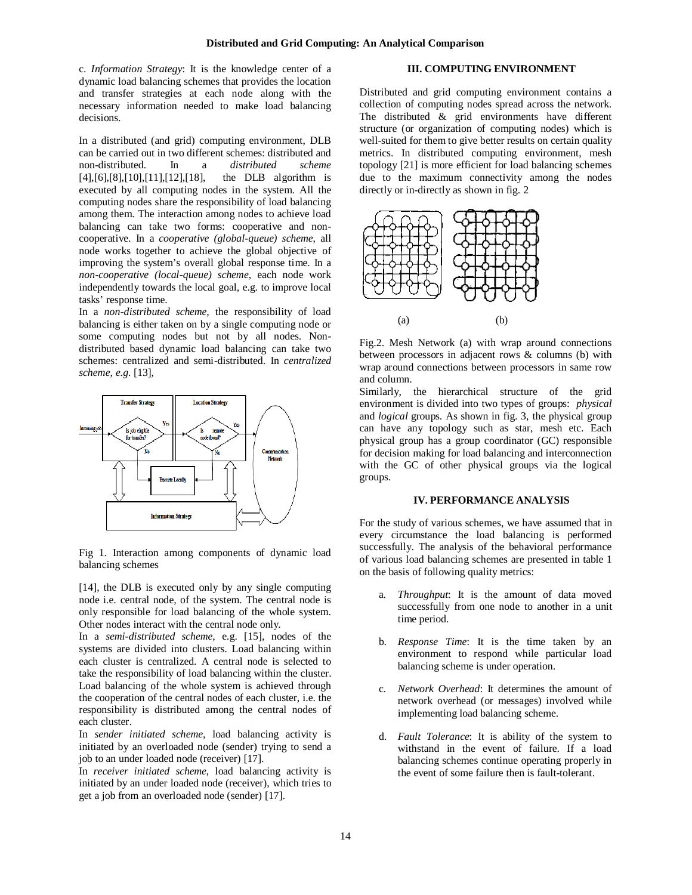c. *Information Strategy*: It is the knowledge center of a dynamic load balancing schemes that provides the location and transfer strategies at each node along with the necessary information needed to make load balancing decisions.

In a distributed (and grid) computing environment, DLB can be carried out in two different schemes: distributed and non-distributed. In a *distributed scheme* [4],[6],[8],[10],[11],[12],[18], the DLB algorithm is executed by all computing nodes in the system. All the computing nodes share the responsibility of load balancing among them. The interaction among nodes to achieve load balancing can take two forms: cooperative and non-cooperative. In a *cooperative (global-queue) scheme*, all node works together to achieve the global objective of improving the system's overall global response time. In a *non-cooperative (local-queue) scheme*, each node work independently towards the local goal, e.g. to improve local tasks' response time.

In a *non-distributed scheme*, the responsibility of load balancing is either taken on by a single computing node or some computing nodes but not by all nodes. Non-distributed based dynamic load balancing can take two schemes: centralized and semi-distributed. In *centralized scheme, e.g.* [13], [14], the DLB is executed only by any single computing node i.e. central node, of the system. The central node is only responsible for load balancing of the whole system. Other nodes interact with the central node only.

Fig 1. Interaction among components of dynamic load balancing schemes

In a *semi-distributed scheme*, e.g. [15], nodes of the systems are divided into clusters. Load balancing within each cluster is centralized. A central node is selected to take the responsibility of load balancing within the cluster. Load balancing of the whole system is achieved through the cooperation of the central nodes of each cluster, i.e. the responsibility is distributed among the central nodes of each cluster.

In *sender initiated scheme*, load balancing activity is initiated by an overloaded node (sender) trying to send a job to an under loaded node (receiver) [17].

In *receiver initiated scheme*, load balancing activity is initiated by an under loaded node (receiver), which tries to get a job from an overloaded node (sender) [17].

## III. COMPUTING ENVIRONMENT

Distributed and grid computing environment contains a collection of computing nodes spread across the network. The distributed & grid environments have different structure (or organization of computing nodes) which is well-suited for them to give better results on certain quality metrics. In distributed computing environment, mesh topology [21] is more efficient for load balancing schemes due to the maximum connectivity among the nodes directly or in-directly as shown in fig. 2

Fig.2. Mesh Network (a) with wrap around connections between processors in adjacent rows & columns (b) with wrap around connections between processors in same row and column.

Similarly, the hierarchical structure of the grid environment is divided into two types of groups: *physical* and *logical* groups. As shown in fig. 3, the physical group can have any topology such as star, mesh etc. Each physical group has a group coordinator (GC) responsible for decision making for load balancing and interconnection with the GC of other physical groups via the logical groups.

## IV. PERFORMANCE ANALYSIS

For the study of various schemes, we have assumed that in every circumstance the load balancing is performed successfully. The analysis of the behavioral performance of various load balancing schemes are presented in table 1 on the basis of following quality metrics:

a. *Throughput*: It is the amount of data moved successfully from one node to another in a unit time period.

b. *Response Time*: It is the time taken by an environment to respond while particular load balancing scheme is under operation.

c. *Network Overhead*: It determines the amount of network overhead (or messages) involved while implementing load balancing scheme.

d. *Fault Tolerance*: It is ability of the system to withstand in the event of failure. If a load balancing schemes continue operating properly in the event of some failure then is fault-tolerant.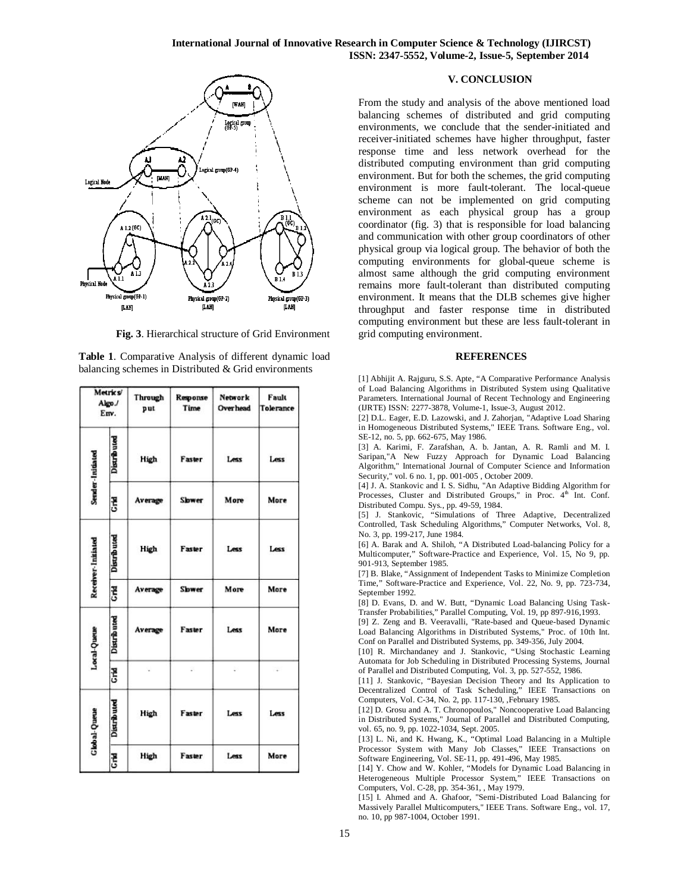Fig. 3. Hierarchical structure of Grid Environment

Table 1. Comparative Analysis of different dynamic load balancing schemes in Distributed & Grid environments

| Metrics/ Algo./ Env. | | Through put | Response Time | Network Overhead | Fault Tolerance |
|---|---|---|---|---|---|
| Sender-Initiated | Distributed | High | Faster | Less | Less |
| | Grid | Average | Slower | More | More |
| Receiver-Initiated | Distributed | High | Faster | Less | Less |
| | Grid | Average | Slower | More | More |
| Local-Queue | Distributed | Average | Faster | Less | More |
| | Grid | - | - | - | - |
| Global-Queue | Distributed | High | Faster | Less | Less |
| | Grid | High | Faster | Less | More |

## V. CONCLUSION

From the study and analysis of the above mentioned load balancing schemes of distributed and grid computing environments, we conclude that the sender-initiated and receiver-initiated schemes have higher throughput, faster response time and less network overhead for the distributed computing environment than grid computing environment. But for both the schemes, the grid computing environment is more fault-tolerant. The local-queue scheme can not be implemented on grid computing environment as each physical group has a group coordinator (fig. 3) that is responsible for load balancing and communication with other group coordinators of other physical group via logical group. The behavior of both the computing environments for global-queue scheme is almost same although the grid computing environment remains more fault-tolerant than distributed computing environment. It means that the DLB schemes give higher throughput and faster response time in distributed computing environment but these are less fault-tolerant in grid computing environment.

## REFERENCES

[1] Abhijit A. Rajguru, S.S. Apte, "A Comparative Performance Analysis of Load Balancing Algorithms in Distributed System using Qualitative Parameters. International Journal of Recent Technology and Engineering (IJRTE) ISSN: 2277-3878, Volume-1, Issue-3, August 2012.

[2] D.L. Eager, E.D. Lazowski, and J. Zahorjan, "Adaptive Load Sharing in Homogeneous Distributed Systems," IEEE Trans. Software Eng., vol. SE-12, no. 5, pp. 662-675, May 1986.

[3] A. Karimi, F. Zarafshan, A. b. Jantan, A. R. Ramli and M. I. Saripan,"A New Fuzzy Approach for Dynamic Load Balancing Algorithm," International Journal of Computer Science and Information Security," vol. 6 no. 1, pp. 001-005 , October 2009.

[4] J. A. Stankovic and I. S. Sidhu, "An Adaptive Bidding Algorithm for Processes, Cluster and Distributed Groups," in Proc. 4th Int. Conf. Distributed Compu. Sys., pp. 49-59, 1984.

[5] J. Stankovic, "Simulations of Three Adaptive, Decentralized Controlled, Task Scheduling Algorithms," Computer Networks, Vol. 8, No. 3, pp. 199-217, June 1984.

[6] A. Barak and A. Shiloh, "A Distributed Load-balancing Policy for a Multicomputer," Software-Practice and Experience, Vol. 15, No 9, pp. 901-913, September 1985.

[7] B. Blake, "Assignment of Independent Tasks to Minimize Completion Time," Software-Practice and Experience, Vol. 22, No. 9, pp. 723-734, September 1992.

[8] D. Evans, D. and W. Butt, "Dynamic Load Balancing Using Task-Transfer Probabilities," Parallel Computing, Vol. 19, pp 897-916,1993.

[9] Z. Zeng and B. Veeravalli, "Rate-based and Queue-based Dynamic Load Balancing Algorithms in Distributed Systems," Proc. of 10th Int. Conf on Parallel and Distributed Systems, pp. 349-356, July 2004.

[10] R. Mirchandaney and J. Stankovic, "Using Stochastic Learning Automata for Job Scheduling in Distributed Processing Systems, Journal of Parallel and Distributed Computing, Vol. 3, pp. 527-552, 1986.

[11] J. Stankovic, "Bayesian Decision Theory and Its Application to Decentralized Control of Task Scheduling," IEEE Transactions on Computers, Vol. C-34, No. 2, pp. 117-130, ,February 1985.

[12] D. Grosu and A. T. Chronopoulos," Noncooperative Load Balancing in Distributed Systems," Journal of Parallel and Distributed Computing, vol. 65, no. 9, pp. 1022-1034, Sept. 2005.

[13] L. Ni, and K. Hwang, K., "Optimal Load Balancing in a Multiple Processor System with Many Job Classes," IEEE Transactions on Software Engineering, Vol. SE-11, pp. 491-496, May 1985.

[14] Y. Chow and W. Kohler, "Models for Dynamic Load Balancing in Heterogeneous Multiple Processor System," IEEE Transactions on Computers, Vol. C-28, pp. 354-361, , May 1979.

[15] I. Ahmed and A. Ghafoor, "Semi-Distributed Load Balancing for Massively Parallel Multicomputers," IEEE Trans. Software Eng., vol. 17, no. 10, pp 987-1004, October 1991.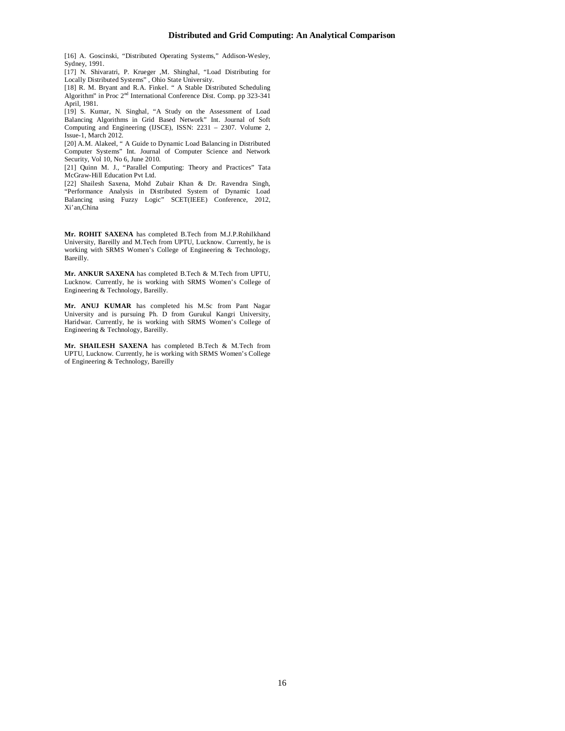[16] A. Goscinski, "Distributed Operating Systems," Addison-Wesley, Sydney, 1991.

[17] N. Shivaratri, P. Krueger ,M. Shinghal, "Load Distributing for Locally Distributed Systems" , Ohio State University.

[18] R. M. Bryant and R.A. Finkel. " A Stable Distributed Scheduling Algorithm" in Proc 2nd International Conference Dist. Comp. pp 323-341 April, 1981.

[19] S. Kumar, N. Singhal, "A Study on the Assessment of Load Balancing Algorithms in Grid Based Network" Int. Journal of Soft Computing and Engineering (IJSCE), ISSN: 2231 – 2307. Volume 2, Issue-1, March 2012.

[20] A.M. Alakeel, " A Guide to Dynamic Load Balancing in Distributed Computer Systems" Int. Journal of Computer Science and Network Security, Vol 10, No 6, June 2010.

[21] Quinn M. J., "Parallel Computing: Theory and Practices" Tata McGraw-Hill Education Pvt Ltd.

[22] Shailesh Saxena, Mohd Zubair Khan & Dr. Ravendra Singh, "Performance Analysis in Distributed System of Dynamic Load Balancing using Fuzzy Logic" SCET(IEEE) Conference, 2012, Xi'an,China

**Mr. ROHIT SAXENA** has completed B.Tech from M.J.P.Rohilkhand University, Bareilly and M.Tech from UPTU, Lucknow. Currently, he is working with SRMS Women's College of Engineering & Technology, Bareilly.

**Mr. ANKUR SAXENA** has completed B.Tech & M.Tech from UPTU, Lucknow. Currently, he is working with SRMS Women's College of Engineering & Technology, Bareilly.

**Mr. ANUJ KUMAR** has completed his M.Sc from Pant Nagar University and is pursuing Ph. D from Gurukul Kangri University, Haridwar. Currently, he is working with SRMS Women's College of Engineering & Technology, Bareilly.

**Mr. SHAILESH SAXENA** has completed B.Tech & M.Tech from UPTU, Lucknow. Currently, he is working with SRMS Women's College of Engineering & Technology, Bareilly